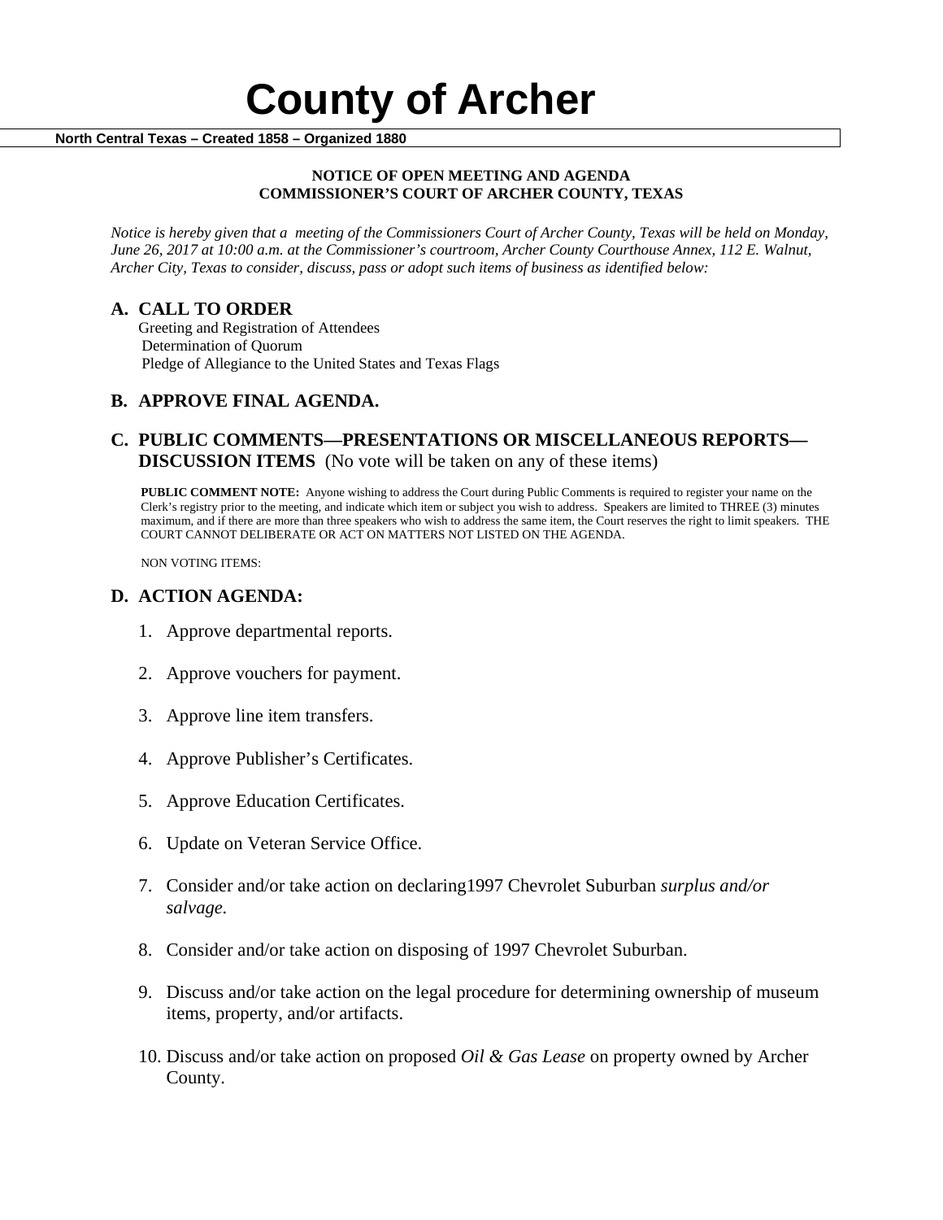# County of Archer

**North Central Texas – Created 1858 – Organized 1880**

**NOTICE OF OPEN MEETING AND AGENDA**
**COMMISSIONER'S COURT OF ARCHER COUNTY, TEXAS**

*Notice is hereby given that a meeting of the Commissioners Court of Archer County, Texas will be held on Monday, June 26, 2017 at 10:00 a.m. at the Commissioner's courtroom, Archer County Courthouse Annex, 112 E. Walnut, Archer City, Texas to consider, discuss, pass or adopt such items of business as identified below:*

## A. CALL TO ORDER

Greeting and Registration of Attendees
Determination of Quorum
Pledge of Allegiance to the United States and Texas Flags

## B. APPROVE FINAL AGENDA.

## C. PUBLIC COMMENTS—PRESENTATIONS OR MISCELLANEOUS REPORTS—DISCUSSION ITEMS (No vote will be taken on any of these items)

**PUBLIC COMMENT NOTE:** Anyone wishing to address the Court during Public Comments is required to register your name on the Clerk's registry prior to the meeting, and indicate which item or subject you wish to address. Speakers are limited to THREE (3) minutes maximum, and if there are more than three speakers who wish to address the same item, the Court reserves the right to limit speakers. THE COURT CANNOT DELIBERATE OR ACT ON MATTERS NOT LISTED ON THE AGENDA.

NON VOTING ITEMS:

## D. ACTION AGENDA:

1. Approve departmental reports.
2. Approve vouchers for payment.
3. Approve line item transfers.
4. Approve Publisher's Certificates.
5. Approve Education Certificates.
6. Update on Veteran Service Office.
7. Consider and/or take action on declaring1997 Chevrolet Suburban *surplus and/or salvage*.
8. Consider and/or take action on disposing of 1997 Chevrolet Suburban.
9. Discuss and/or take action on the legal procedure for determining ownership of museum items, property, and/or artifacts.
10. Discuss and/or take action on proposed *Oil & Gas Lease* on property owned by Archer County.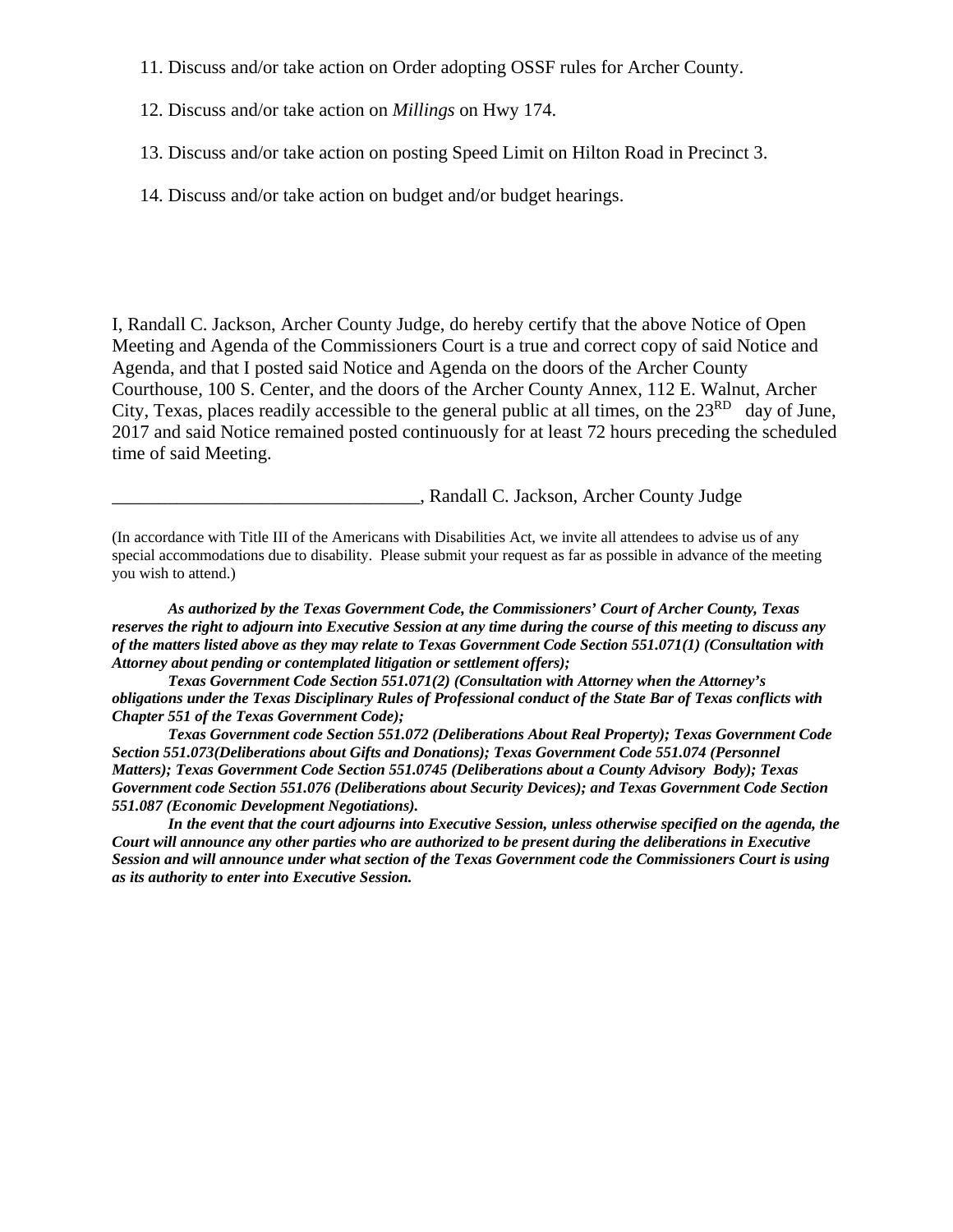11. Discuss and/or take action on Order adopting OSSF rules for Archer County.

12. Discuss and/or take action on *Millings* on Hwy 174.

13. Discuss and/or take action on posting Speed Limit on Hilton Road in Precinct 3.

14. Discuss and/or take action on budget and/or budget hearings.

I, Randall C. Jackson, Archer County Judge, do hereby certify that the above Notice of Open Meeting and Agenda of the Commissioners Court is a true and correct copy of said Notice and Agenda, and that I posted said Notice and Agenda on the doors of the Archer County Courthouse, 100 S. Center, and the doors of the Archer County Annex, 112 E. Walnut, Archer City, Texas, places readily accessible to the general public at all times, on the 23RD day of June, 2017 and said Notice remained posted continuously for at least 72 hours preceding the scheduled time of said Meeting.

_________________________________, Randall C. Jackson, Archer County Judge

(In accordance with Title III of the Americans with Disabilities Act, we invite all attendees to advise us of any special accommodations due to disability. Please submit your request as far as possible in advance of the meeting you wish to attend.)

***As authorized by the Texas Government Code, the Commissioners' Court of Archer County, Texas reserves the right to adjourn into Executive Session at any time during the course of this meeting to discuss any of the matters listed above as they may relate to Texas Government Code Section 551.071(1) (Consultation with Attorney about pending or contemplated litigation or settlement offers);***

***Texas Government Code Section 551.071(2) (Consultation with Attorney when the Attorney's obligations under the Texas Disciplinary Rules of Professional conduct of the State Bar of Texas conflicts with Chapter 551 of the Texas Government Code);***

***Texas Government code Section 551.072 (Deliberations About Real Property); Texas Government Code Section 551.073(Deliberations about Gifts and Donations); Texas Government Code 551.074 (Personnel Matters); Texas Government Code Section 551.0745 (Deliberations about a County Advisory Body); Texas Government code Section 551.076 (Deliberations about Security Devices); and Texas Government Code Section 551.087 (Economic Development Negotiations).***

***In the event that the court adjourns into Executive Session, unless otherwise specified on the agenda, the Court will announce any other parties who are authorized to be present during the deliberations in Executive Session and will announce under what section of the Texas Government code the Commissioners Court is using as its authority to enter into Executive Session.***